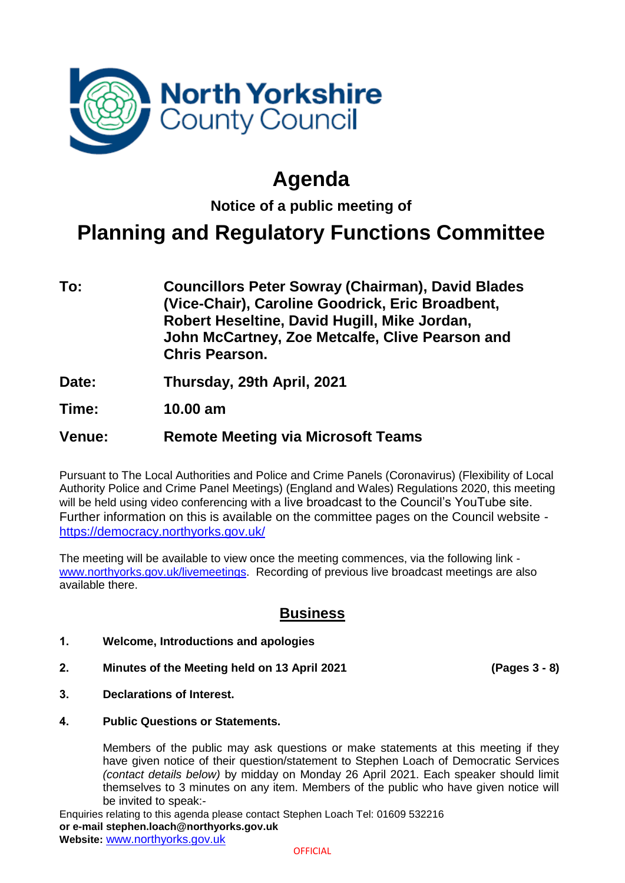North Yorkshire County Council

# Agenda

### Notice of a public meeting of

# Planning and Regulatory Functions Committee

| | |
|---|---|
| **To:** | **Councillors Peter Sowray (Chairman), David Blades (Vice-Chair), Caroline Goodrick, Eric Broadbent, Robert Heseltine, David Hugill, Mike Jordan, John McCartney, Zoe Metcalfe, Clive Pearson and Chris Pearson.** |
| **Date:** | **Thursday, 29th April, 2021** |
| **Time:** | **10.00 am** |
| **Venue:** | **Remote Meeting via Microsoft Teams** |

Pursuant to The Local Authorities and Police and Crime Panels (Coronavirus) (Flexibility of Local Authority Police and Crime Panel Meetings) (England and Wales) Regulations 2020, this meeting will be held using video conferencing with a live broadcast to the Council's YouTube site. Further information on this is available on the committee pages on the Council website - https://democracy.northyorks.gov.uk/

The meeting will be available to view once the meeting commences, via the following link - www.northyorks.gov.uk/livemeetings. Recording of previous live broadcast meetings are also available there.

## Business

1. **Welcome, Introductions and apologies**

2. **Minutes of the Meeting held on 13 April 2021** **(Pages 3 - 8)**

3. **Declarations of Interest.**

4. **Public Questions or Statements.**

   Members of the public may ask questions or make statements at this meeting if they have given notice of their question/statement to Stephen Loach of Democratic Services *(contact details below)* by midday on Monday 26 April 2021. Each speaker should limit themselves to 3 minutes on any item. Members of the public who have given notice will be invited to speak:-

Enquiries relating to this agenda please contact Stephen Loach Tel: 01609 532216
**or e-mail stephen.loach@northyorks.gov.uk**
**Website:** www.northyorks.gov.uk

OFFICIAL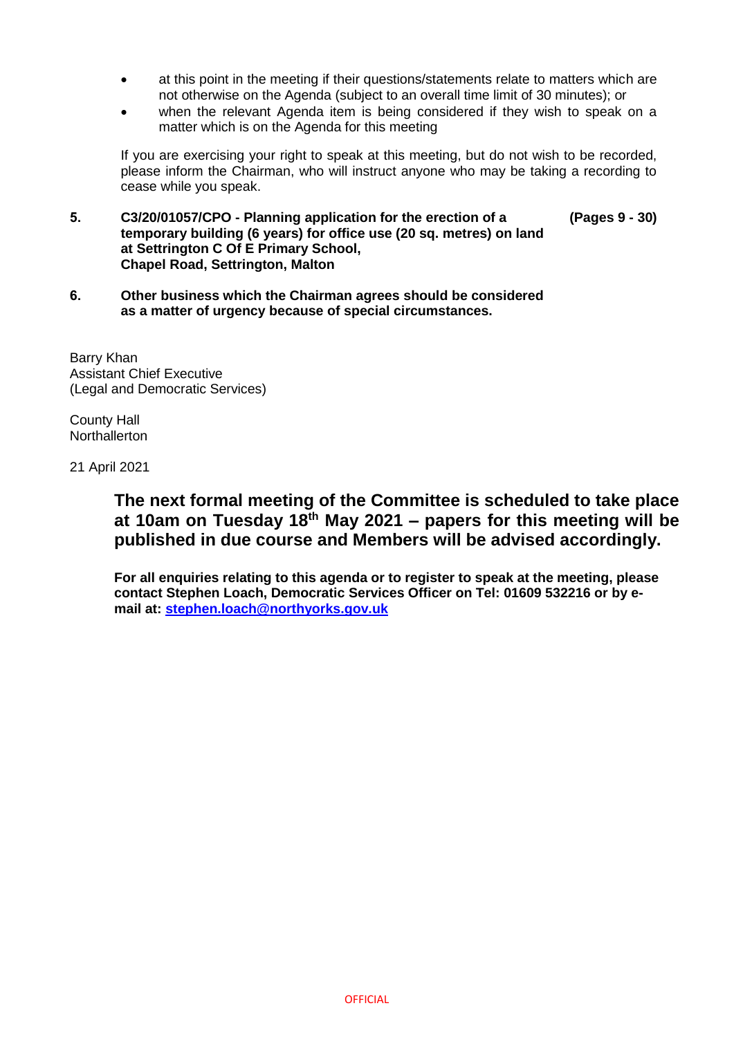- at this point in the meeting if their questions/statements relate to matters which are not otherwise on the Agenda (subject to an overall time limit of 30 minutes); or
- when the relevant Agenda item is being considered if they wish to speak on a matter which is on the Agenda for this meeting

If you are exercising your right to speak at this meeting, but do not wish to be recorded, please inform the Chairman, who will instruct anyone who may be taking a recording to cease while you speak.

**5. C3/20/01057/CPO - Planning application for the erection of a temporary building (6 years) for office use (20 sq. metres) on land at Settrington C Of E Primary School, Chapel Road, Settrington, Malton** **(Pages 9 - 30)**

**6. Other business which the Chairman agrees should be considered as a matter of urgency because of special circumstances.**

Barry Khan
Assistant Chief Executive
(Legal and Democratic Services)

County Hall
Northallerton

21 April 2021

**The next formal meeting of the Committee is scheduled to take place at 10am on Tuesday 18th May 2021 – papers for this meeting will be published in due course and Members will be advised accordingly.**

**For all enquiries relating to this agenda or to register to speak at the meeting, please contact Stephen Loach, Democratic Services Officer on Tel: 01609 532216 or by e-mail at: stephen.loach@northyorks.gov.uk**

OFFICIAL